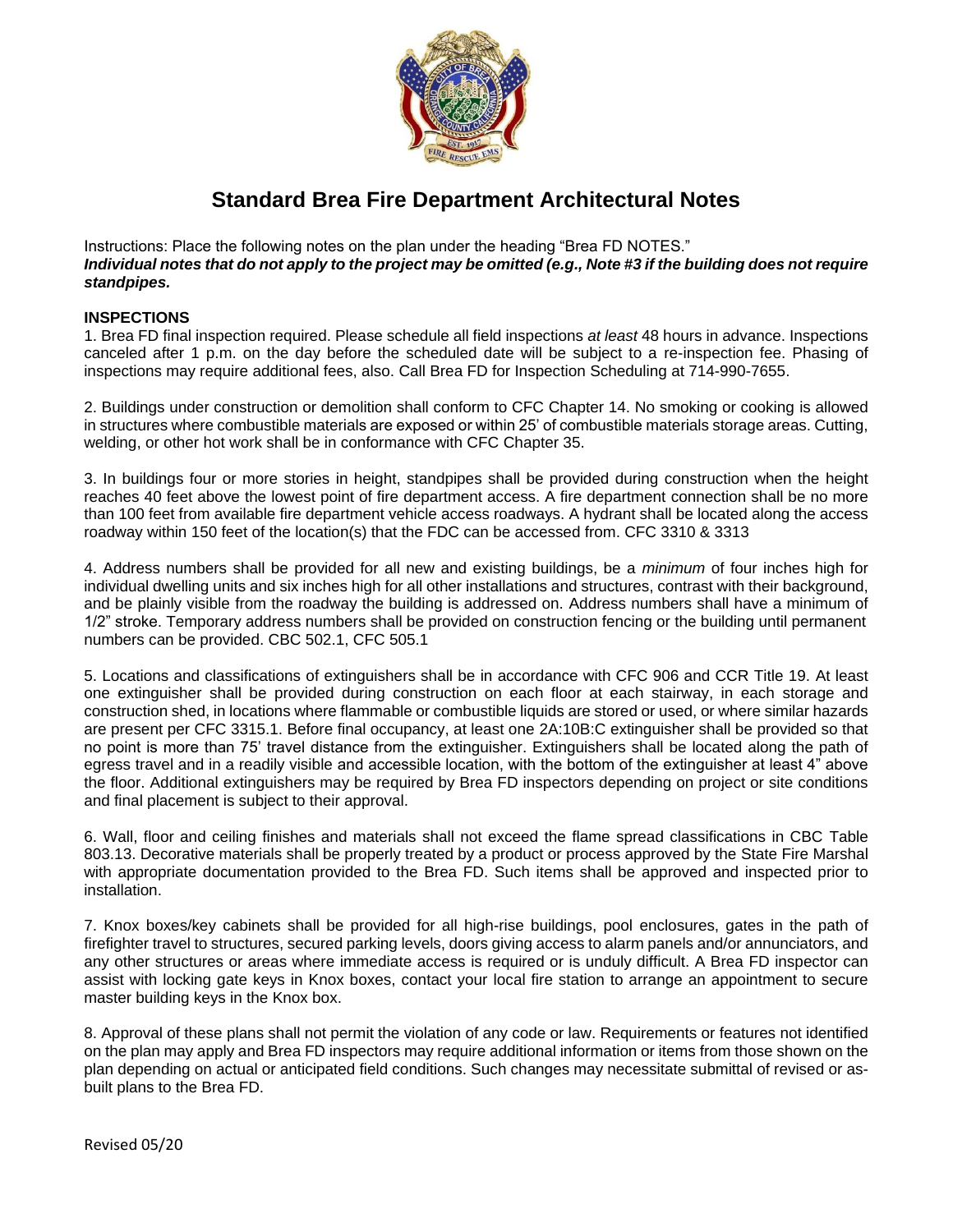# Standard Brea Fire Department Architectural Notes

Instructions: Place the following notes on the plan under the heading "Brea FD NOTES."
***Individual notes that do not apply to the project may be omitted (e.g., Note #3 if the building does not require standpipes.***

**INSPECTIONS**

1. Brea FD final inspection required. Please schedule all field inspections *at least* 48 hours in advance. Inspections canceled after 1 p.m. on the day before the scheduled date will be subject to a re-inspection fee. Phasing of inspections may require additional fees, also. Call Brea FD for Inspection Scheduling at 714-990-7655.

2. Buildings under construction or demolition shall conform to CFC Chapter 14. No smoking or cooking is allowed in structures where combustible materials are exposed or within 25' of combustible materials storage areas. Cutting, welding, or other hot work shall be in conformance with CFC Chapter 35.

3. In buildings four or more stories in height, standpipes shall be provided during construction when the height reaches 40 feet above the lowest point of fire department access. A fire department connection shall be no more than 100 feet from available fire department vehicle access roadways. A hydrant shall be located along the access roadway within 150 feet of the location(s) that the FDC can be accessed from. CFC 3310 & 3313

4. Address numbers shall be provided for all new and existing buildings, be a *minimum* of four inches high for individual dwelling units and six inches high for all other installations and structures, contrast with their background, and be plainly visible from the roadway the building is addressed on. Address numbers shall have a minimum of 1/2" stroke. Temporary address numbers shall be provided on construction fencing or the building until permanent numbers can be provided. CBC 502.1, CFC 505.1

5. Locations and classifications of extinguishers shall be in accordance with CFC 906 and CCR Title 19. At least one extinguisher shall be provided during construction on each floor at each stairway, in each storage and construction shed, in locations where flammable or combustible liquids are stored or used, or where similar hazards are present per CFC 3315.1. Before final occupancy, at least one 2A:10B:C extinguisher shall be provided so that no point is more than 75' travel distance from the extinguisher. Extinguishers shall be located along the path of egress travel and in a readily visible and accessible location, with the bottom of the extinguisher at least 4" above the floor. Additional extinguishers may be required by Brea FD inspectors depending on project or site conditions and final placement is subject to their approval.

6. Wall, floor and ceiling finishes and materials shall not exceed the flame spread classifications in CBC Table 803.13. Decorative materials shall be properly treated by a product or process approved by the State Fire Marshal with appropriate documentation provided to the Brea FD. Such items shall be approved and inspected prior to installation.

7. Knox boxes/key cabinets shall be provided for all high-rise buildings, pool enclosures, gates in the path of firefighter travel to structures, secured parking levels, doors giving access to alarm panels and/or annunciators, and any other structures or areas where immediate access is required or is unduly difficult. A Brea FD inspector can assist with locking gate keys in Knox boxes, contact your local fire station to arrange an appointment to secure master building keys in the Knox box.

8. Approval of these plans shall not permit the violation of any code or law. Requirements or features not identified on the plan may apply and Brea FD inspectors may require additional information or items from those shown on the plan depending on actual or anticipated field conditions. Such changes may necessitate submittal of revised or as-built plans to the Brea FD.

Revised 05/20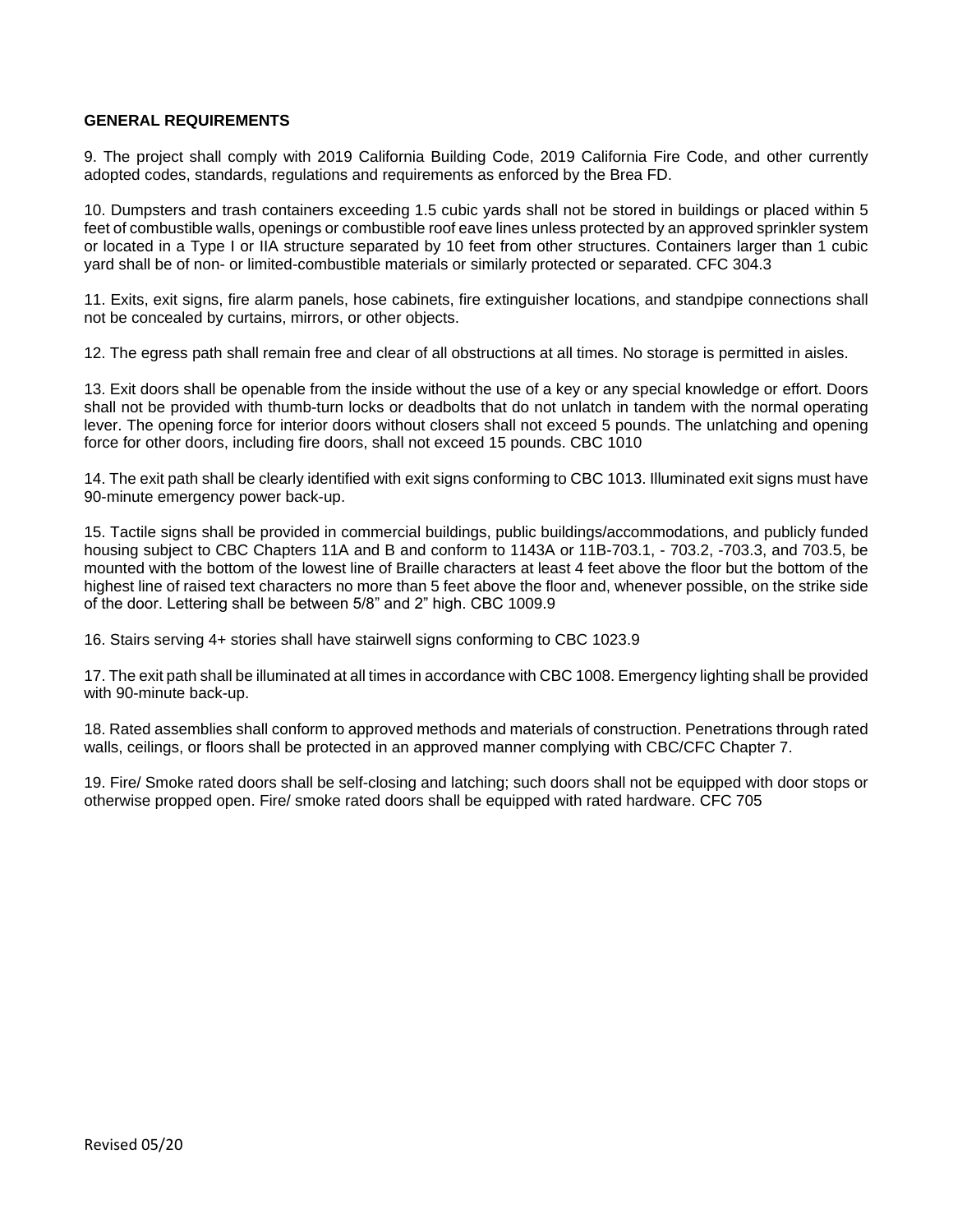**GENERAL REQUIREMENTS**

9. The project shall comply with 2019 California Building Code, 2019 California Fire Code, and other currently adopted codes, standards, regulations and requirements as enforced by the Brea FD.

10. Dumpsters and trash containers exceeding 1.5 cubic yards shall not be stored in buildings or placed within 5 feet of combustible walls, openings or combustible roof eave lines unless protected by an approved sprinkler system or located in a Type I or IIA structure separated by 10 feet from other structures. Containers larger than 1 cubic yard shall be of non- or limited-combustible materials or similarly protected or separated. CFC 304.3

11. Exits, exit signs, fire alarm panels, hose cabinets, fire extinguisher locations, and standpipe connections shall not be concealed by curtains, mirrors, or other objects.

12. The egress path shall remain free and clear of all obstructions at all times. No storage is permitted in aisles.

13. Exit doors shall be openable from the inside without the use of a key or any special knowledge or effort. Doors shall not be provided with thumb-turn locks or deadbolts that do not unlatch in tandem with the normal operating lever. The opening force for interior doors without closers shall not exceed 5 pounds. The unlatching and opening force for other doors, including fire doors, shall not exceed 15 pounds. CBC 1010

14. The exit path shall be clearly identified with exit signs conforming to CBC 1013. Illuminated exit signs must have 90-minute emergency power back-up.

15. Tactile signs shall be provided in commercial buildings, public buildings/accommodations, and publicly funded housing subject to CBC Chapters 11A and B and conform to 1143A or 11B-703.1, - 703.2, -703.3, and 703.5, be mounted with the bottom of the lowest line of Braille characters at least 4 feet above the floor but the bottom of the highest line of raised text characters no more than 5 feet above the floor and, whenever possible, on the strike side of the door. Lettering shall be between 5/8" and 2" high. CBC 1009.9

16. Stairs serving 4+ stories shall have stairwell signs conforming to CBC 1023.9

17. The exit path shall be illuminated at all times in accordance with CBC 1008. Emergency lighting shall be provided with 90-minute back-up.

18. Rated assemblies shall conform to approved methods and materials of construction. Penetrations through rated walls, ceilings, or floors shall be protected in an approved manner complying with CBC/CFC Chapter 7.

19. Fire/ Smoke rated doors shall be self-closing and latching; such doors shall not be equipped with door stops or otherwise propped open. Fire/ smoke rated doors shall be equipped with rated hardware. CFC 705

Revised 05/20